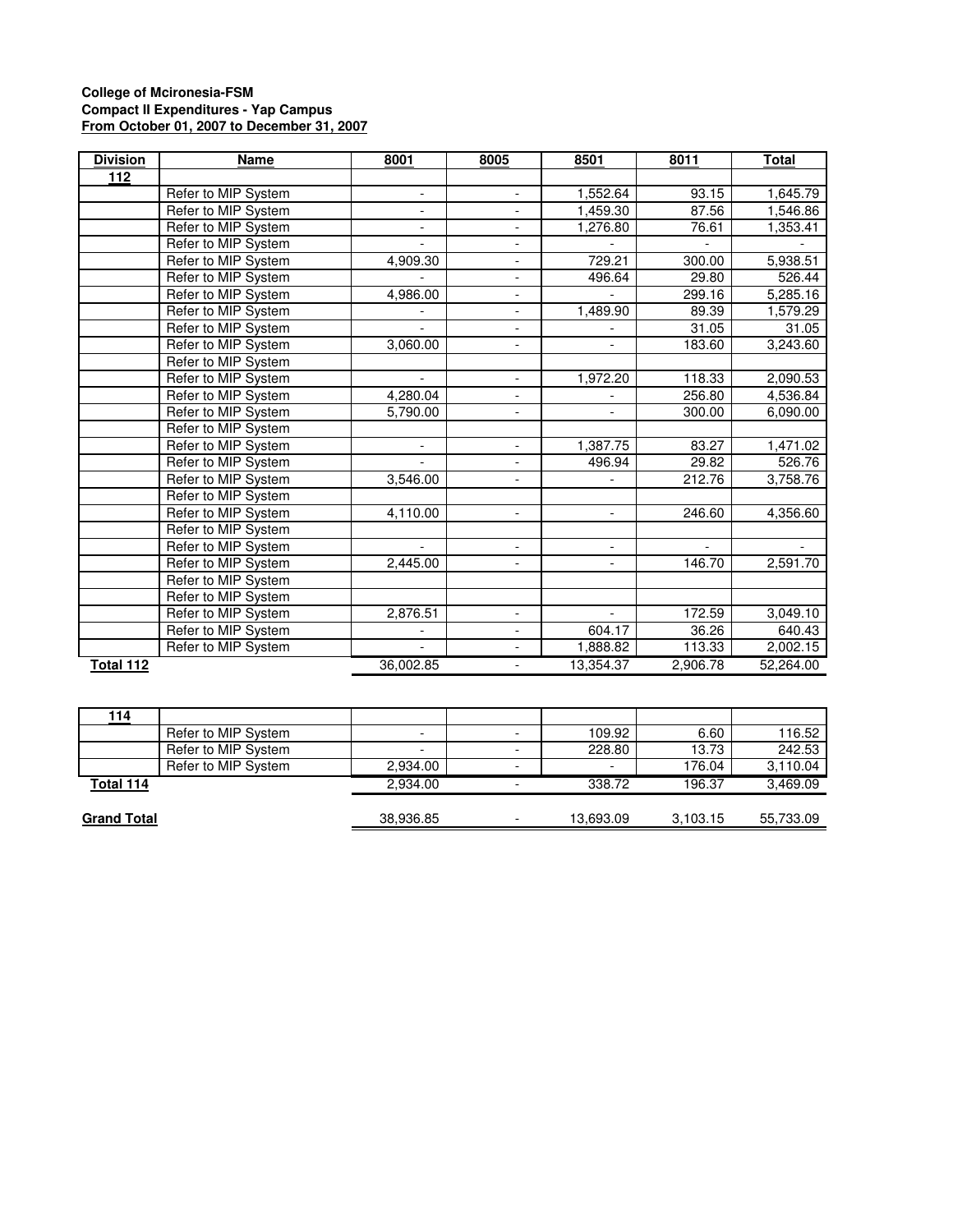**College of Mcironesia-FSM**
**Compact II Expenditures - Yap Campus**
**From October 01, 2007 to December 31, 2007**

| Division | Name | 8001 | 8005 | 8501 | 8011 | Total |
|---|---|---|---|---|---|---|
| **112** | | | | | | |
| | Refer to MIP System | - | - | 1,552.64 | 93.15 | 1,645.79 |
| | Refer to MIP System | - | - | 1,459.30 | 87.56 | 1,546.86 |
| | Refer to MIP System | - | - | 1,276.80 | 76.61 | 1,353.41 |
| | Refer to MIP System | - | - | - | - | - |
| | Refer to MIP System | 4,909.30 | - | 729.21 | 300.00 | 5,938.51 |
| | Refer to MIP System | - | - | 496.64 | 29.80 | 526.44 |
| | Refer to MIP System | 4,986.00 | - | - | 299.16 | 5,285.16 |
| | Refer to MIP System | - | - | 1,489.90 | 89.39 | 1,579.29 |
| | Refer to MIP System | - | - | - | 31.05 | 31.05 |
| | Refer to MIP System | 3,060.00 | - | - | 183.60 | 3,243.60 |
| | Refer to MIP System | | | | | |
| | Refer to MIP System | - | - | 1,972.20 | 118.33 | 2,090.53 |
| | Refer to MIP System | 4,280.04 | - | - | 256.80 | 4,536.84 |
| | Refer to MIP System | 5,790.00 | - | - | 300.00 | 6,090.00 |
| | Refer to MIP System | | | | | |
| | Refer to MIP System | - | - | 1,387.75 | 83.27 | 1,471.02 |
| | Refer to MIP System | - | - | 496.94 | 29.82 | 526.76 |
| | Refer to MIP System | 3,546.00 | - | - | 212.76 | 3,758.76 |
| | Refer to MIP System | | | | | |
| | Refer to MIP System | 4,110.00 | - | - | 246.60 | 4,356.60 |
| | Refer to MIP System | | | | | |
| | Refer to MIP System | - | - | - | - | - |
| | Refer to MIP System | 2,445.00 | - | - | 146.70 | 2,591.70 |
| | Refer to MIP System | | | | | |
| | Refer to MIP System | | | | | |
| | Refer to MIP System | 2,876.51 | - | - | 172.59 | 3,049.10 |
| | Refer to MIP System | - | - | 604.17 | 36.26 | 640.43 |
| | Refer to MIP System | - | - | 1,888.82 | 113.33 | 2,002.15 |
| **Total 112** | | 36,002.85 | - | 13,354.37 | 2,906.78 | 52,264.00 |
| | | | | | | |
| **114** | | | | | | |
| | Refer to MIP System | - | - | 109.92 | 6.60 | 116.52 |
| | Refer to MIP System | - | - | 228.80 | 13.73 | 242.53 |
| | Refer to MIP System | 2,934.00 | - | - | 176.04 | 3,110.04 |
| **Total 114** | | 2,934.00 | - | 338.72 | 196.37 | 3,469.09 |
| | | | | | | |
| **Grand Total** | | 38,936.85 | - | 13,693.09 | 3,103.15 | 55,733.09 |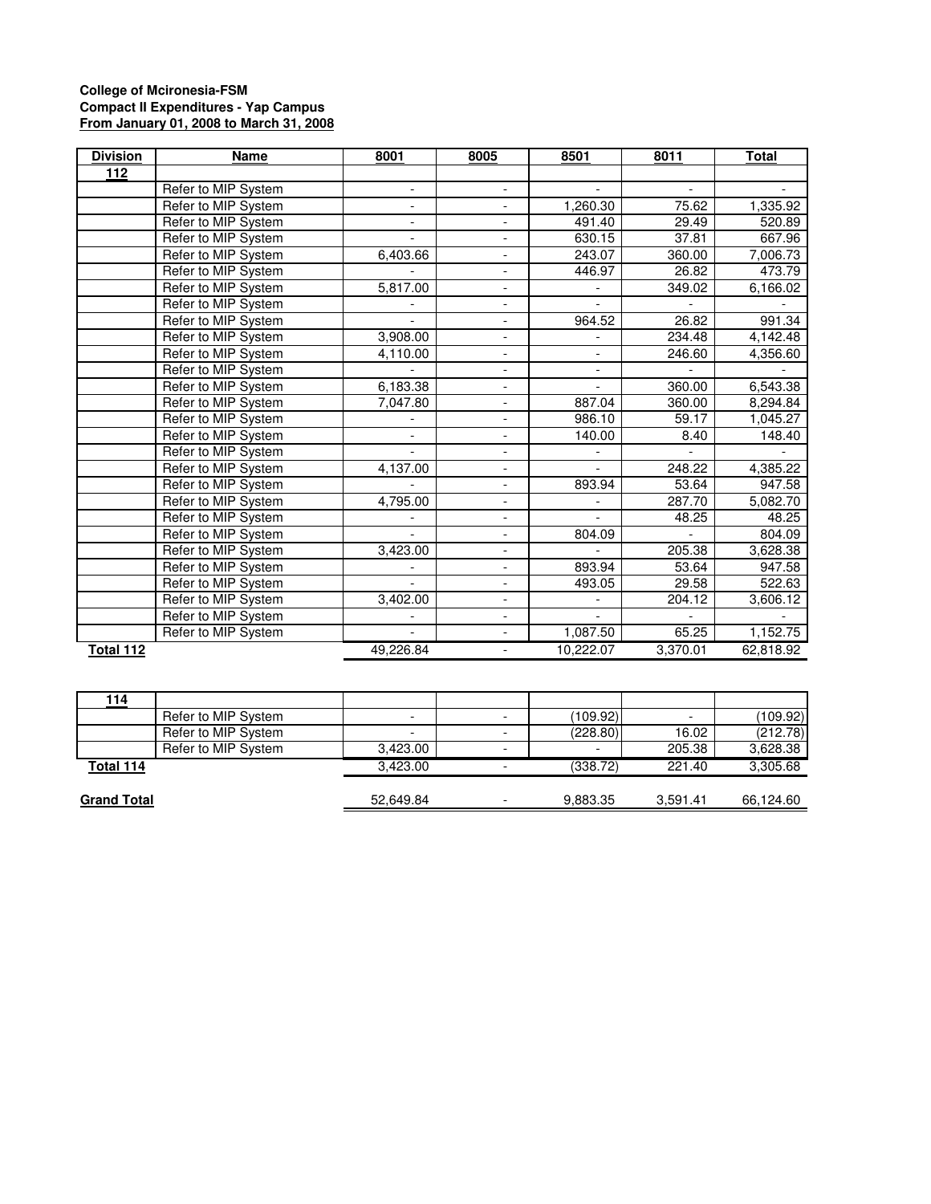**College of Mcironesia-FSM**
**Compact II Expenditures - Yap Campus**
**From January 01, 2008 to March 31, 2008**

| Division | Name | 8001 | 8005 | 8501 | 8011 | Total |
|---|---|---|---|---|---|---|
| **112** | | | | | | |
| | Refer to MIP System | - | - | - | - | - |
| | Refer to MIP System | - | - | 1,260.30 | 75.62 | 1,335.92 |
| | Refer to MIP System | - | - | 491.40 | 29.49 | 520.89 |
| | Refer to MIP System | - | - | 630.15 | 37.81 | 667.96 |
| | Refer to MIP System | 6,403.66 | - | 243.07 | 360.00 | 7,006.73 |
| | Refer to MIP System | - | - | 446.97 | 26.82 | 473.79 |
| | Refer to MIP System | 5,817.00 | - | - | 349.02 | 6,166.02 |
| | Refer to MIP System | - | - | - | - | - |
| | Refer to MIP System | - | - | 964.52 | 26.82 | 991.34 |
| | Refer to MIP System | 3,908.00 | - | - | 234.48 | 4,142.48 |
| | Refer to MIP System | 4,110.00 | - | - | 246.60 | 4,356.60 |
| | Refer to MIP System | - | - | - | - | - |
| | Refer to MIP System | 6,183.38 | - | - | 360.00 | 6,543.38 |
| | Refer to MIP System | 7,047.80 | - | 887.04 | 360.00 | 8,294.84 |
| | Refer to MIP System | - | - | 986.10 | 59.17 | 1,045.27 |
| | Refer to MIP System | - | - | 140.00 | 8.40 | 148.40 |
| | Refer to MIP System | - | - | - | - | - |
| | Refer to MIP System | 4,137.00 | - | - | 248.22 | 4,385.22 |
| | Refer to MIP System | - | - | 893.94 | 53.64 | 947.58 |
| | Refer to MIP System | 4,795.00 | - | - | 287.70 | 5,082.70 |
| | Refer to MIP System | - | - | - | 48.25 | 48.25 |
| | Refer to MIP System | - | - | 804.09 | - | 804.09 |
| | Refer to MIP System | 3,423.00 | - | - | 205.38 | 3,628.38 |
| | Refer to MIP System | - | - | 893.94 | 53.64 | 947.58 |
| | Refer to MIP System | - | - | 493.05 | 29.58 | 522.63 |
| | Refer to MIP System | 3,402.00 | - | - | 204.12 | 3,606.12 |
| | Refer to MIP System | - | - | - | - | - |
| | Refer to MIP System | - | - | 1,087.50 | 65.25 | 1,152.75 |
| **Total 112** | | 49,226.84 | - | 10,222.07 | 3,370.01 | 62,818.92 |

| Division | Name | 8001 | 8005 | 8501 | 8011 | Total |
|---|---|---|---|---|---|---|
| **114** | | | | | | |
| | Refer to MIP System | - | - | (109.92) | - | (109.92) |
| | Refer to MIP System | - | - | (228.80) | 16.02 | (212.78) |
| | Refer to MIP System | 3,423.00 | - | - | 205.38 | 3,628.38 |
| **Total 114** | | 3,423.00 | - | (338.72) | 221.40 | 3,305.68 |
| **Grand Total** | | 52,649.84 | - | 9,883.35 | 3,591.41 | 66,124.60 |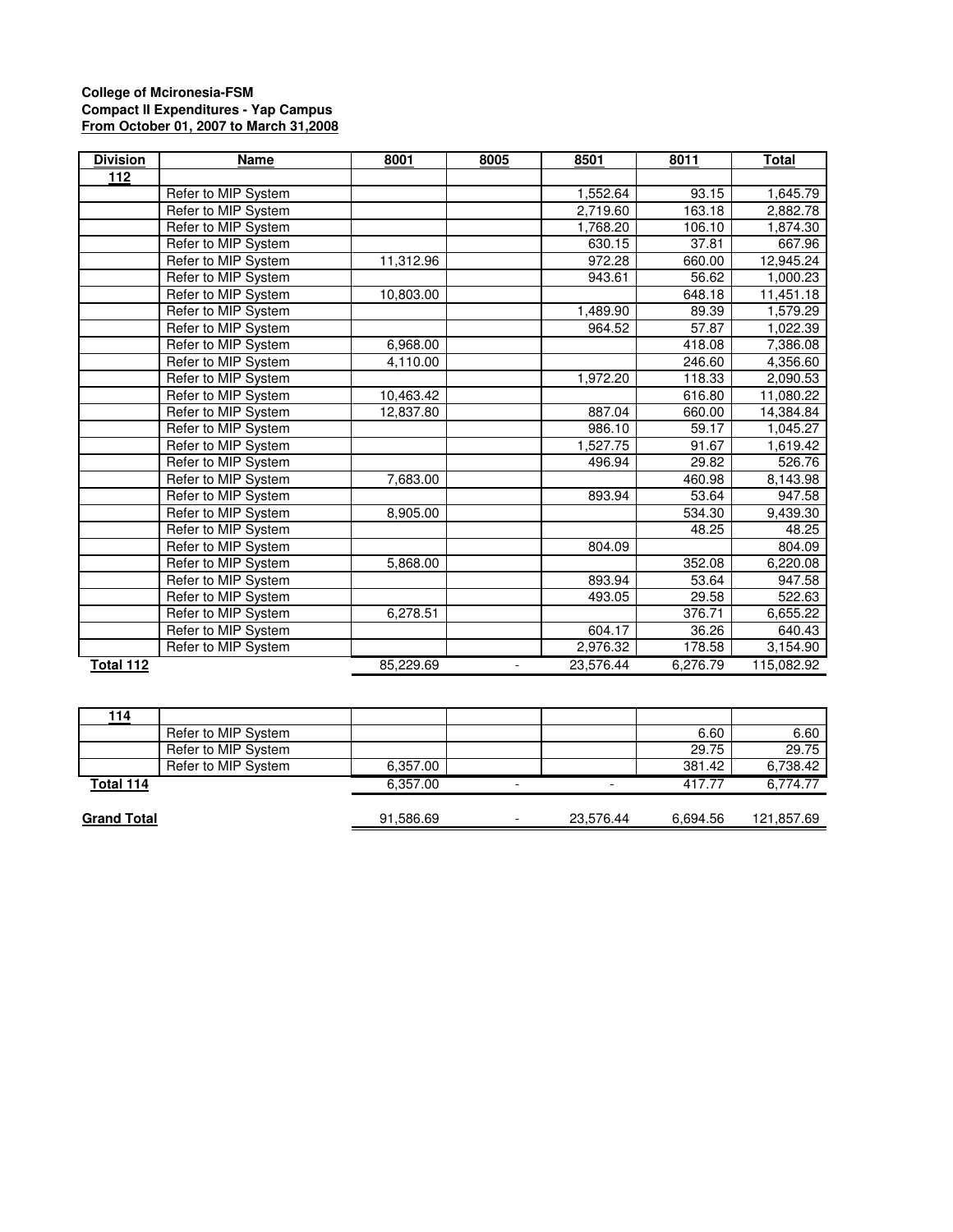**College of Mcironesia-FSM**
**Compact II Expenditures - Yap Campus**
**From October 01, 2007 to March 31,2008**

| Division | Name | 8001 | 8005 | 8501 | 8011 | Total |
|---|---|---|---|---|---|---|
| 112 | | | | | | |
| | Refer to MIP System | | | 1,552.64 | 93.15 | 1,645.79 |
| | Refer to MIP System | | | 2,719.60 | 163.18 | 2,882.78 |
| | Refer to MIP System | | | 1,768.20 | 106.10 | 1,874.30 |
| | Refer to MIP System | | | 630.15 | 37.81 | 667.96 |
| | Refer to MIP System | 11,312.96 | | 972.28 | 660.00 | 12,945.24 |
| | Refer to MIP System | | | 943.61 | 56.62 | 1,000.23 |
| | Refer to MIP System | 10,803.00 | | | 648.18 | 11,451.18 |
| | Refer to MIP System | | | 1,489.90 | 89.39 | 1,579.29 |
| | Refer to MIP System | | | 964.52 | 57.87 | 1,022.39 |
| | Refer to MIP System | 6,968.00 | | | 418.08 | 7,386.08 |
| | Refer to MIP System | 4,110.00 | | | 246.60 | 4,356.60 |
| | Refer to MIP System | | | 1,972.20 | 118.33 | 2,090.53 |
| | Refer to MIP System | 10,463.42 | | | 616.80 | 11,080.22 |
| | Refer to MIP System | 12,837.80 | | 887.04 | 660.00 | 14,384.84 |
| | Refer to MIP System | | | 986.10 | 59.17 | 1,045.27 |
| | Refer to MIP System | | | 1,527.75 | 91.67 | 1,619.42 |
| | Refer to MIP System | | | 496.94 | 29.82 | 526.76 |
| | Refer to MIP System | 7,683.00 | | | 460.98 | 8,143.98 |
| | Refer to MIP System | | | 893.94 | 53.64 | 947.58 |
| | Refer to MIP System | 8,905.00 | | | 534.30 | 9,439.30 |
| | Refer to MIP System | | | | 48.25 | 48.25 |
| | Refer to MIP System | | | 804.09 | | 804.09 |
| | Refer to MIP System | 5,868.00 | | | 352.08 | 6,220.08 |
| | Refer to MIP System | | | 893.94 | 53.64 | 947.58 |
| | Refer to MIP System | | | 493.05 | 29.58 | 522.63 |
| | Refer to MIP System | 6,278.51 | | | 376.71 | 6,655.22 |
| | Refer to MIP System | | | 604.17 | 36.26 | 640.43 |
| | Refer to MIP System | | | 2,976.32 | 178.58 | 3,154.90 |
| **Total 112** | | 85,229.69 | - | 23,576.44 | 6,276.79 | 115,082.92 |

| | | | | | | |
|---|---|---|---|---|---|---|
| 114 | | | | | | |
| | Refer to MIP System | | | | 6.60 | 6.60 |
| | Refer to MIP System | | | | 29.75 | 29.75 |
| | Refer to MIP System | 6,357.00 | | | 381.42 | 6,738.42 |
| **Total 114** | | 6,357.00 | - | - | 417.77 | 6,774.77 |
| **Grand Total** | | 91,586.69 | - | 23,576.44 | 6,694.56 | 121,857.69 |